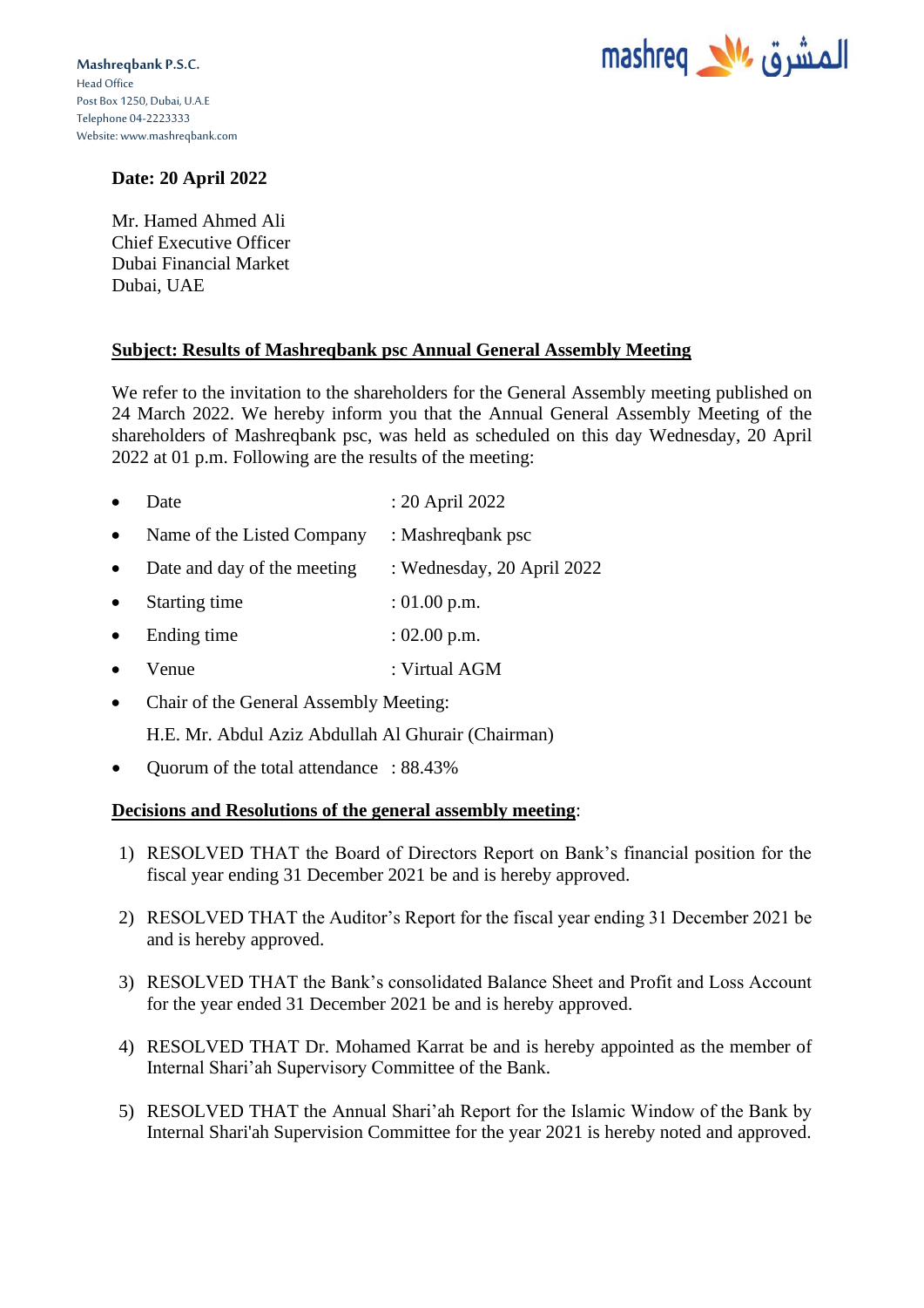**Mashreqbank P.S.C.**
Head Office
Post Box 1250, Dubai, U.A.E
Telephone 04-2223333
Website: www.mashreqbank.com

mashreq المشرق

**Date: 20 April 2022**

Mr. Hamed Ahmed Ali
Chief Executive Officer
Dubai Financial Market
Dubai, UAE

**Subject: Results of Mashreqbank psc Annual General Assembly Meeting**

We refer to the invitation to the shareholders for the General Assembly meeting published on 24 March 2022. We hereby inform you that the Annual General Assembly Meeting of the shareholders of Mashreqbank psc, was held as scheduled on this day Wednesday, 20 April 2022 at 01 p.m. Following are the results of the meeting:

- Date : 20 April 2022
- Name of the Listed Company : Mashreqbank psc
- Date and day of the meeting : Wednesday, 20 April 2022
- Starting time : 01.00 p.m.
- Ending time : 02.00 p.m.
- Venue : Virtual AGM
- Chair of the General Assembly Meeting:
  H.E. Mr. Abdul Aziz Abdullah Al Ghurair (Chairman)
- Quorum of the total attendance : 88.43%

**Decisions and Resolutions of the general assembly meeting**:

1) RESOLVED THAT the Board of Directors Report on Bank's financial position for the fiscal year ending 31 December 2021 be and is hereby approved.
2) RESOLVED THAT the Auditor's Report for the fiscal year ending 31 December 2021 be and is hereby approved.
3) RESOLVED THAT the Bank's consolidated Balance Sheet and Profit and Loss Account for the year ended 31 December 2021 be and is hereby approved.
4) RESOLVED THAT Dr. Mohamed Karrat be and is hereby appointed as the member of Internal Shari'ah Supervisory Committee of the Bank.
5) RESOLVED THAT the Annual Shari'ah Report for the Islamic Window of the Bank by Internal Shari'ah Supervision Committee for the year 2021 is hereby noted and approved.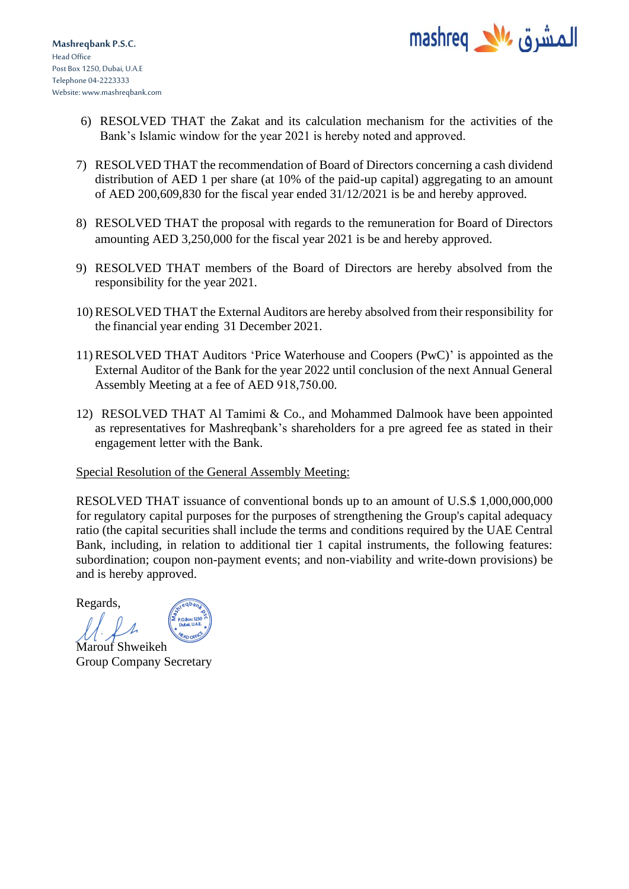Mashreqbank P.S.C.
Head Office
Post Box 1250, Dubai, U.A.E
Telephone 04-2223333
Website: www.mashreqbank.com

6) RESOLVED THAT the Zakat and its calculation mechanism for the activities of the Bank's Islamic window for the year 2021 is hereby noted and approved.

7) RESOLVED THAT the recommendation of Board of Directors concerning a cash dividend distribution of AED 1 per share (at 10% of the paid-up capital) aggregating to an amount of AED 200,609,830 for the fiscal year ended 31/12/2021 is be and hereby approved.

8) RESOLVED THAT the proposal with regards to the remuneration for Board of Directors amounting AED 3,250,000 for the fiscal year 2021 is be and hereby approved.

9) RESOLVED THAT members of the Board of Directors are hereby absolved from the responsibility for the year 2021.

10) RESOLVED THAT the External Auditors are hereby absolved from their responsibility for the financial year ending 31 December 2021.

11) RESOLVED THAT Auditors 'Price Waterhouse and Coopers (PwC)' is appointed as the External Auditor of the Bank for the year 2022 until conclusion of the next Annual General Assembly Meeting at a fee of AED 918,750.00.

12) RESOLVED THAT Al Tamimi & Co., and Mohammed Dalmook have been appointed as representatives for Mashreqbank's shareholders for a pre agreed fee as stated in their engagement letter with the Bank.

<u>Special Resolution of the General Assembly Meeting:</u>

RESOLVED THAT issuance of conventional bonds up to an amount of U.S.$ 1,000,000,000 for regulatory capital purposes for the purposes of strengthening the Group's capital adequacy ratio (the capital securities shall include the terms and conditions required by the UAE Central Bank, including, in relation to additional tier 1 capital instruments, the following features: subordination; coupon non-payment events; and non-viability and write-down provisions) be and is hereby approved.

Regards,

Marouf Shweikeh
Group Company Secretary